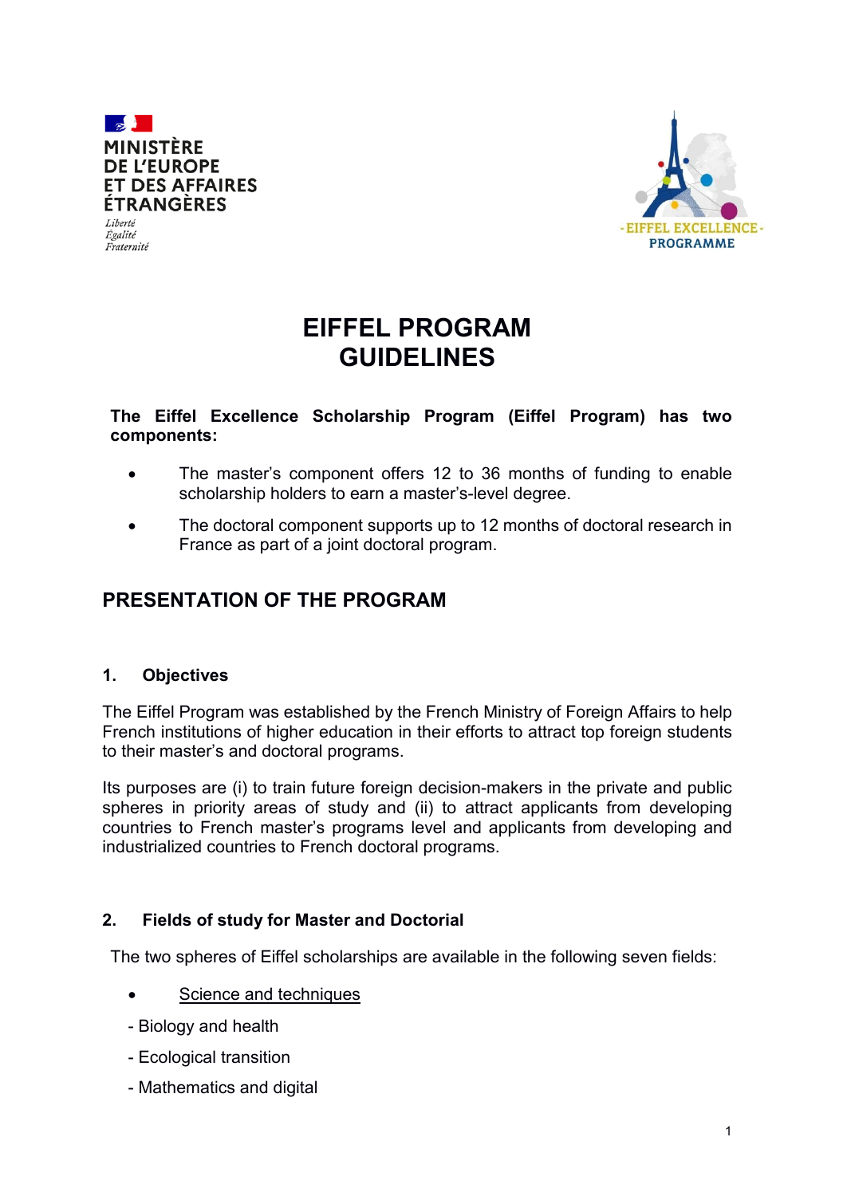MINISTÈRE
DE L'EUROPE
ET DES AFFAIRES
ÉTRANGÈRES

*Liberté*
*Égalité*
*Fraternité*

- EIFFEL EXCELLENCE -
PROGRAMME

# EIFFEL PROGRAM GUIDELINES

**The Eiffel Excellence Scholarship Program (Eiffel Program) has two components:**

- The master's component offers 12 to 36 months of funding to enable scholarship holders to earn a master's-level degree.
- The doctoral component supports up to 12 months of doctoral research in France as part of a joint doctoral program.

## PRESENTATION OF THE PROGRAM

### 1. Objectives

The Eiffel Program was established by the French Ministry of Foreign Affairs to help French institutions of higher education in their efforts to attract top foreign students to their master's and doctoral programs.

Its purposes are (i) to train future foreign decision-makers in the private and public spheres in priority areas of study and (ii) to attract applicants from developing countries to French master's programs level and applicants from developing and industrialized countries to French doctoral programs.

### 2. Fields of study for Master and Doctorial

The two spheres of Eiffel scholarships are available in the following seven fields:

- Science and techniques

- Biology and health
- Ecological transition
- Mathematics and digital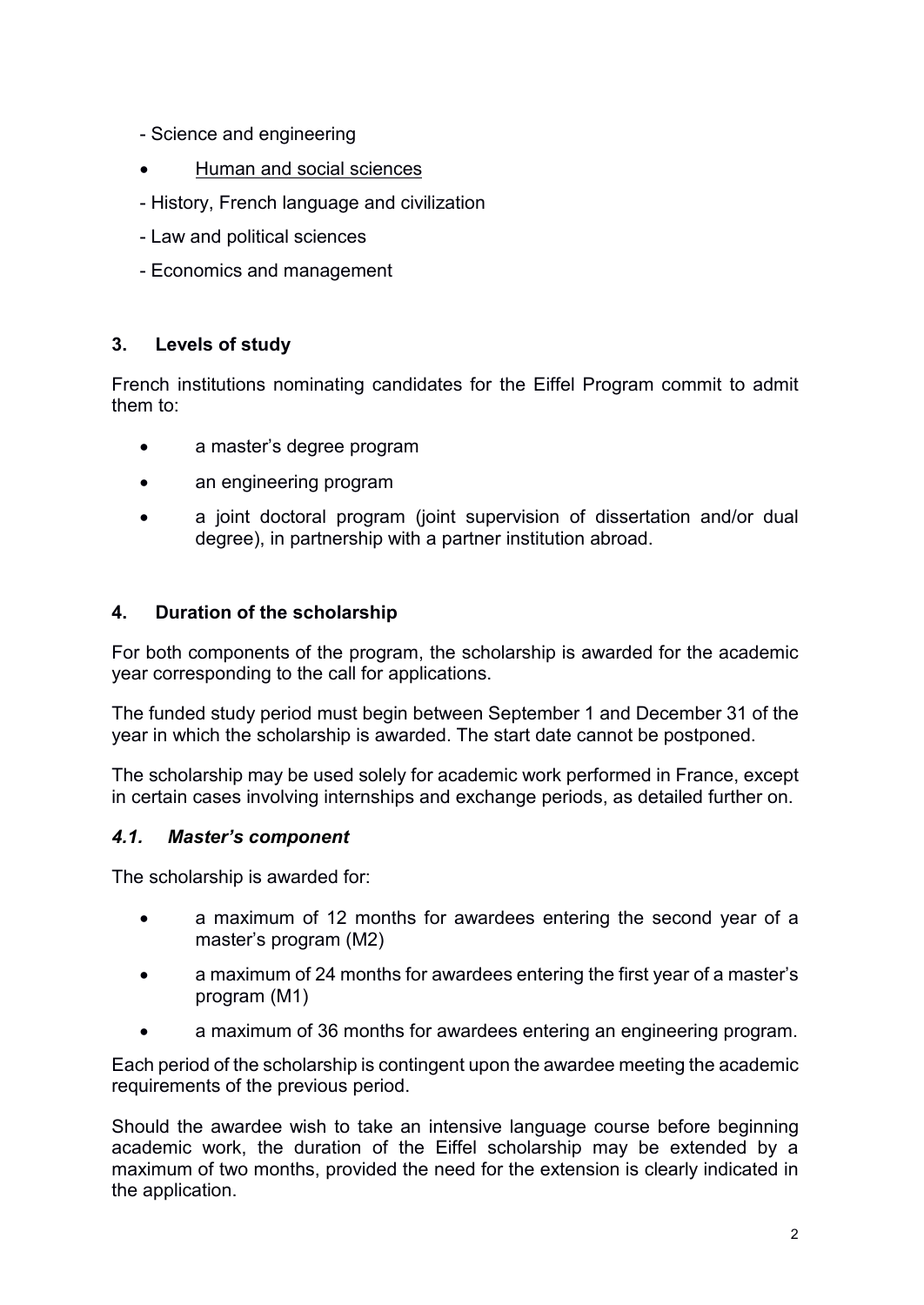- Science and engineering

- <u>Human and social sciences</u>

- History, French language and civilization

- Law and political sciences

- Economics and management

## 3. Levels of study

French institutions nominating candidates for the Eiffel Program commit to admit them to:

- a master's degree program
- an engineering program
- a joint doctoral program (joint supervision of dissertation and/or dual degree), in partnership with a partner institution abroad.

## 4. Duration of the scholarship

For both components of the program, the scholarship is awarded for the academic year corresponding to the call for applications.

The funded study period must begin between September 1 and December 31 of the year in which the scholarship is awarded. The start date cannot be postponed.

The scholarship may be used solely for academic work performed in France, except in certain cases involving internships and exchange periods, as detailed further on.

### *4.1. Master's component*

The scholarship is awarded for:

- a maximum of 12 months for awardees entering the second year of a master's program (M2)
- a maximum of 24 months for awardees entering the first year of a master's program (M1)
- a maximum of 36 months for awardees entering an engineering program.

Each period of the scholarship is contingent upon the awardee meeting the academic requirements of the previous period.

Should the awardee wish to take an intensive language course before beginning academic work, the duration of the Eiffel scholarship may be extended by a maximum of two months, provided the need for the extension is clearly indicated in the application.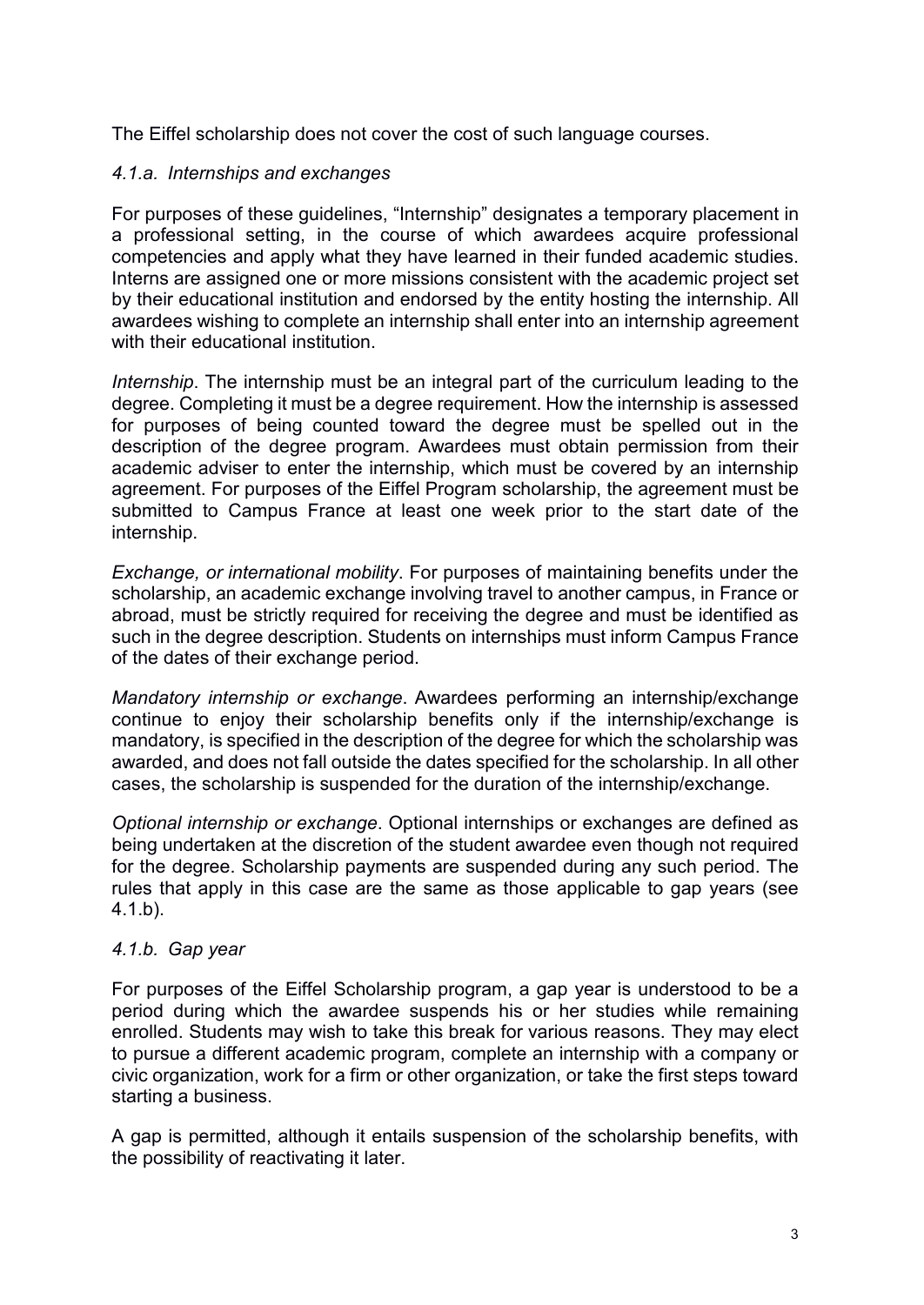The Eiffel scholarship does not cover the cost of such language courses.

#### *4.1.a. Internships and exchanges*

For purposes of these guidelines, “Internship” designates a temporary placement in a professional setting, in the course of which awardees acquire professional competencies and apply what they have learned in their funded academic studies. Interns are assigned one or more missions consistent with the academic project set by their educational institution and endorsed by the entity hosting the internship. All awardees wishing to complete an internship shall enter into an internship agreement with their educational institution.

*Internship*. The internship must be an integral part of the curriculum leading to the degree. Completing it must be a degree requirement. How the internship is assessed for purposes of being counted toward the degree must be spelled out in the description of the degree program. Awardees must obtain permission from their academic adviser to enter the internship, which must be covered by an internship agreement. For purposes of the Eiffel Program scholarship, the agreement must be submitted to Campus France at least one week prior to the start date of the internship.

*Exchange, or international mobility*. For purposes of maintaining benefits under the scholarship, an academic exchange involving travel to another campus, in France or abroad, must be strictly required for receiving the degree and must be identified as such in the degree description. Students on internships must inform Campus France of the dates of their exchange period.

*Mandatory internship or exchange*. Awardees performing an internship/exchange continue to enjoy their scholarship benefits only if the internship/exchange is mandatory, is specified in the description of the degree for which the scholarship was awarded, and does not fall outside the dates specified for the scholarship. In all other cases, the scholarship is suspended for the duration of the internship/exchange.

*Optional internship or exchange*. Optional internships or exchanges are defined as being undertaken at the discretion of the student awardee even though not required for the degree. Scholarship payments are suspended during any such period. The rules that apply in this case are the same as those applicable to gap years (see 4.1.b).

#### *4.1.b. Gap year*

For purposes of the Eiffel Scholarship program, a gap year is understood to be a period during which the awardee suspends his or her studies while remaining enrolled. Students may wish to take this break for various reasons. They may elect to pursue a different academic program, complete an internship with a company or civic organization, work for a firm or other organization, or take the first steps toward starting a business.

A gap is permitted, although it entails suspension of the scholarship benefits, with the possibility of reactivating it later.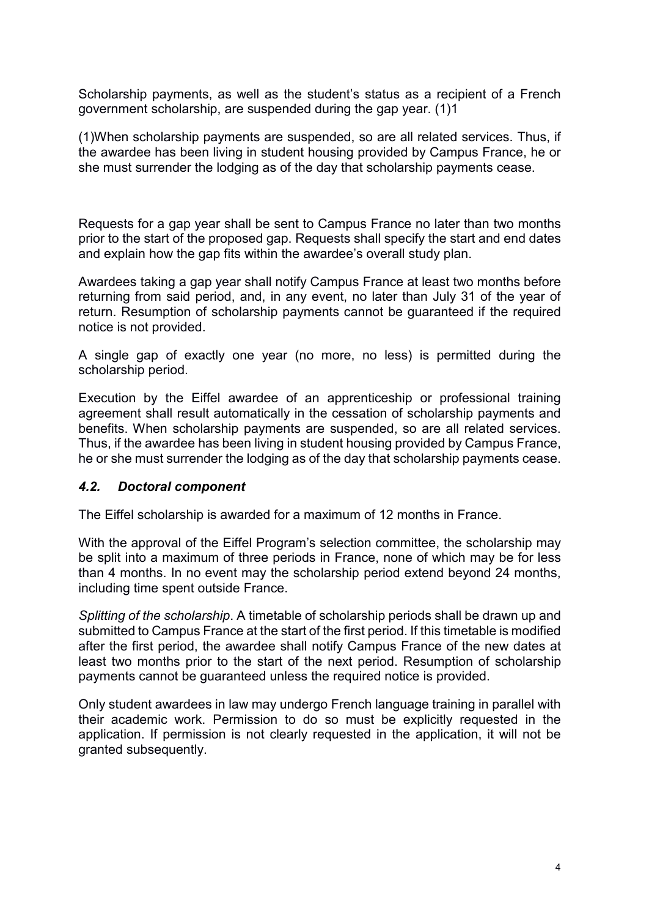Scholarship payments, as well as the student's status as a recipient of a French government scholarship, are suspended during the gap year. (1)1

(1)When scholarship payments are suspended, so are all related services. Thus, if the awardee has been living in student housing provided by Campus France, he or she must surrender the lodging as of the day that scholarship payments cease.

Requests for a gap year shall be sent to Campus France no later than two months prior to the start of the proposed gap. Requests shall specify the start and end dates and explain how the gap fits within the awardee's overall study plan.

Awardees taking a gap year shall notify Campus France at least two months before returning from said period, and, in any event, no later than July 31 of the year of return. Resumption of scholarship payments cannot be guaranteed if the required notice is not provided.

A single gap of exactly one year (no more, no less) is permitted during the scholarship period.

Execution by the Eiffel awardee of an apprenticeship or professional training agreement shall result automatically in the cessation of scholarship payments and benefits. When scholarship payments are suspended, so are all related services. Thus, if the awardee has been living in student housing provided by Campus France, he or she must surrender the lodging as of the day that scholarship payments cease.

### *4.2. Doctoral component*

The Eiffel scholarship is awarded for a maximum of 12 months in France.

With the approval of the Eiffel Program's selection committee, the scholarship may be split into a maximum of three periods in France, none of which may be for less than 4 months. In no event may the scholarship period extend beyond 24 months, including time spent outside France.

*Splitting of the scholarship*. A timetable of scholarship periods shall be drawn up and submitted to Campus France at the start of the first period. If this timetable is modified after the first period, the awardee shall notify Campus France of the new dates at least two months prior to the start of the next period. Resumption of scholarship payments cannot be guaranteed unless the required notice is provided.

Only student awardees in law may undergo French language training in parallel with their academic work. Permission to do so must be explicitly requested in the application. If permission is not clearly requested in the application, it will not be granted subsequently.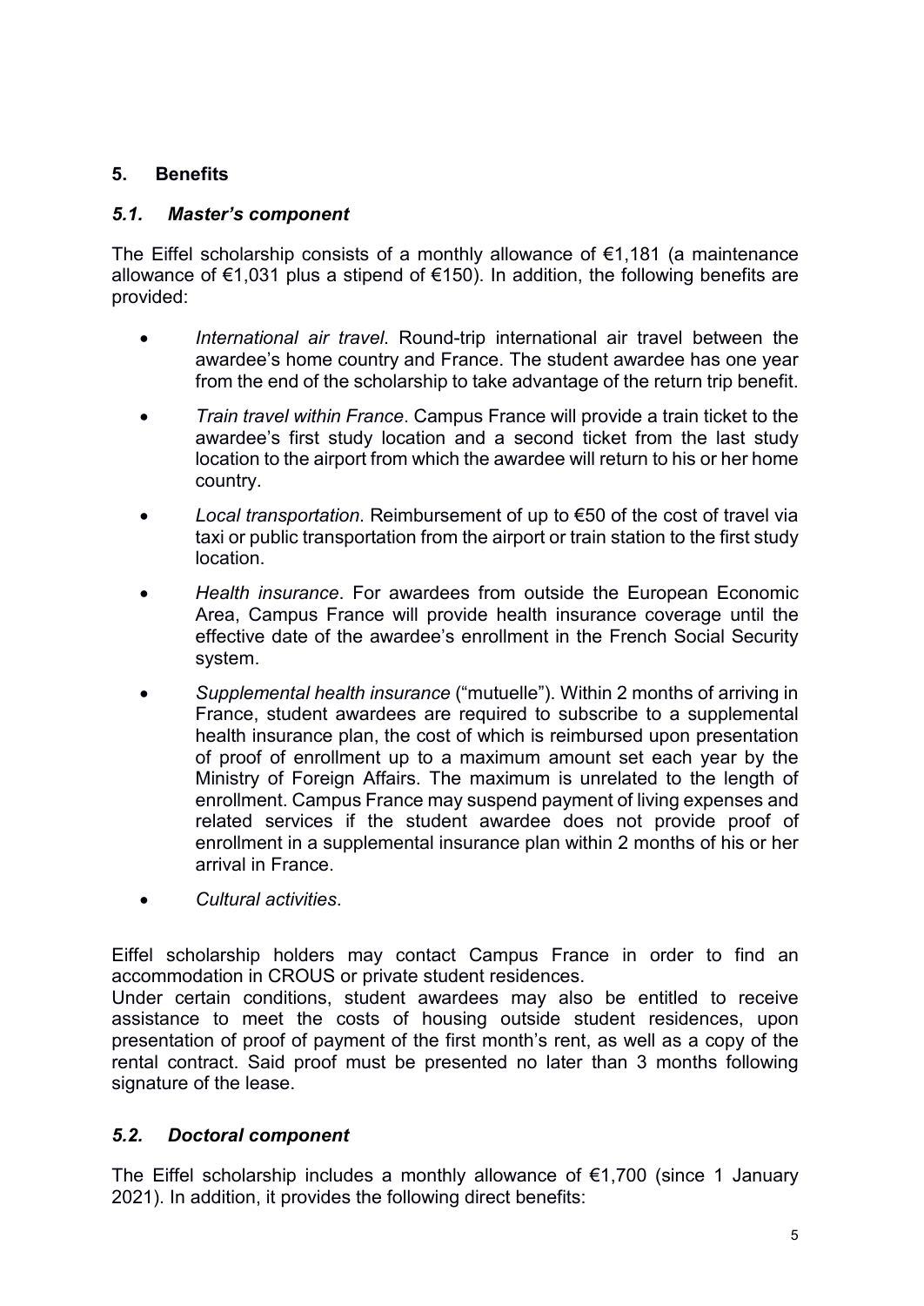## 5. Benefits

### *5.1. Master's component*

The Eiffel scholarship consists of a monthly allowance of €1,181 (a maintenance allowance of €1,031 plus a stipend of €150). In addition, the following benefits are provided:

- *International air travel*. Round-trip international air travel between the awardee's home country and France. The student awardee has one year from the end of the scholarship to take advantage of the return trip benefit.
- *Train travel within France*. Campus France will provide a train ticket to the awardee's first study location and a second ticket from the last study location to the airport from which the awardee will return to his or her home country.
- *Local transportation*. Reimbursement of up to €50 of the cost of travel via taxi or public transportation from the airport or train station to the first study location.
- *Health insurance*. For awardees from outside the European Economic Area, Campus France will provide health insurance coverage until the effective date of the awardee's enrollment in the French Social Security system.
- *Supplemental health insurance* ("mutuelle"). Within 2 months of arriving in France, student awardees are required to subscribe to a supplemental health insurance plan, the cost of which is reimbursed upon presentation of proof of enrollment up to a maximum amount set each year by the Ministry of Foreign Affairs. The maximum is unrelated to the length of enrollment. Campus France may suspend payment of living expenses and related services if the student awardee does not provide proof of enrollment in a supplemental insurance plan within 2 months of his or her arrival in France.
- *Cultural activities*.

Eiffel scholarship holders may contact Campus France in order to find an accommodation in CROUS or private student residences.
Under certain conditions, student awardees may also be entitled to receive assistance to meet the costs of housing outside student residences, upon presentation of proof of payment of the first month's rent, as well as a copy of the rental contract. Said proof must be presented no later than 3 months following signature of the lease.

### *5.2. Doctoral component*

The Eiffel scholarship includes a monthly allowance of €1,700 (since 1 January 2021). In addition, it provides the following direct benefits: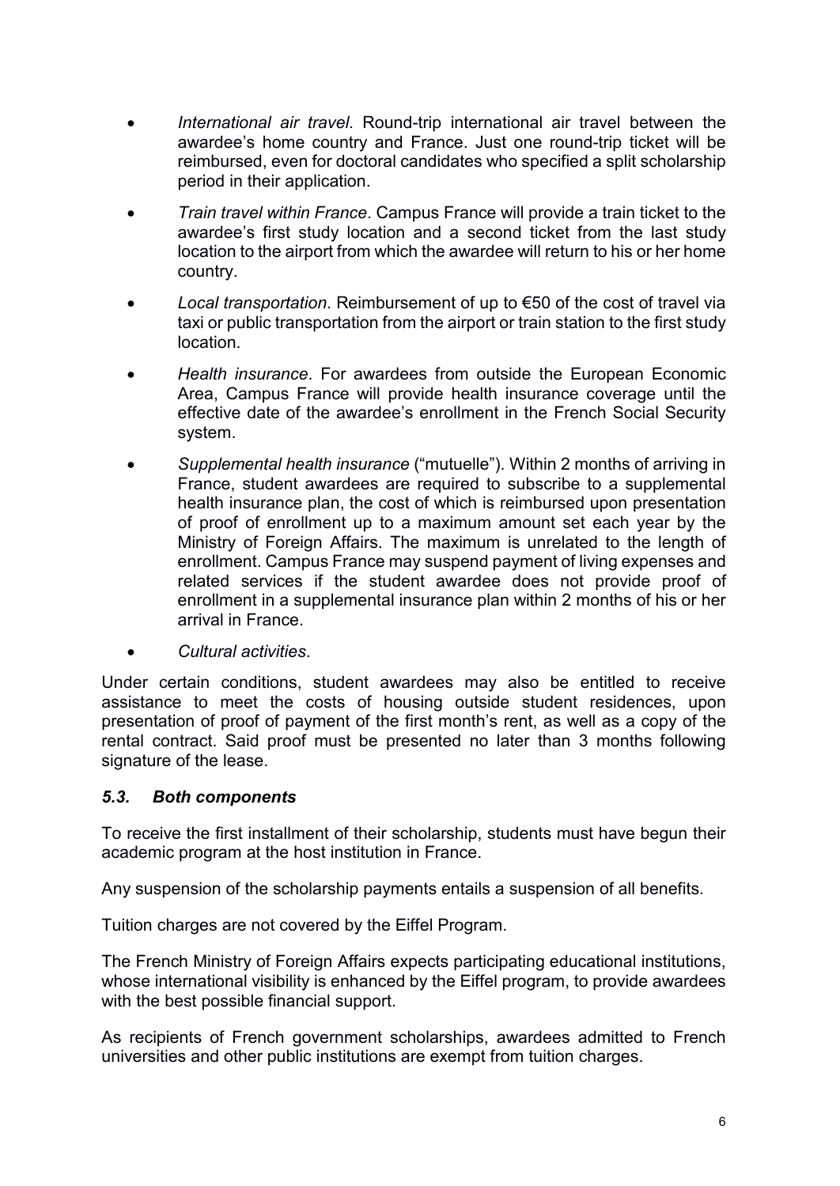- *International air travel*. Round-trip international air travel between the awardee's home country and France. Just one round-trip ticket will be reimbursed, even for doctoral candidates who specified a split scholarship period in their application.
- *Train travel within France*. Campus France will provide a train ticket to the awardee's first study location and a second ticket from the last study location to the airport from which the awardee will return to his or her home country.
- *Local transportation*. Reimbursement of up to €50 of the cost of travel via taxi or public transportation from the airport or train station to the first study location.
- *Health insurance*. For awardees from outside the European Economic Area, Campus France will provide health insurance coverage until the effective date of the awardee's enrollment in the French Social Security system.
- *Supplemental health insurance* ("mutuelle"). Within 2 months of arriving in France, student awardees are required to subscribe to a supplemental health insurance plan, the cost of which is reimbursed upon presentation of proof of enrollment up to a maximum amount set each year by the Ministry of Foreign Affairs. The maximum is unrelated to the length of enrollment. Campus France may suspend payment of living expenses and related services if the student awardee does not provide proof of enrollment in a supplemental insurance plan within 2 months of his or her arrival in France.
- *Cultural activities*.

Under certain conditions, student awardees may also be entitled to receive assistance to meet the costs of housing outside student residences, upon presentation of proof of payment of the first month's rent, as well as a copy of the rental contract. Said proof must be presented no later than 3 months following signature of the lease.

### *5.3. Both components*

To receive the first installment of their scholarship, students must have begun their academic program at the host institution in France.

Any suspension of the scholarship payments entails a suspension of all benefits.

Tuition charges are not covered by the Eiffel Program.

The French Ministry of Foreign Affairs expects participating educational institutions, whose international visibility is enhanced by the Eiffel program, to provide awardees with the best possible financial support.

As recipients of French government scholarships, awardees admitted to French universities and other public institutions are exempt from tuition charges.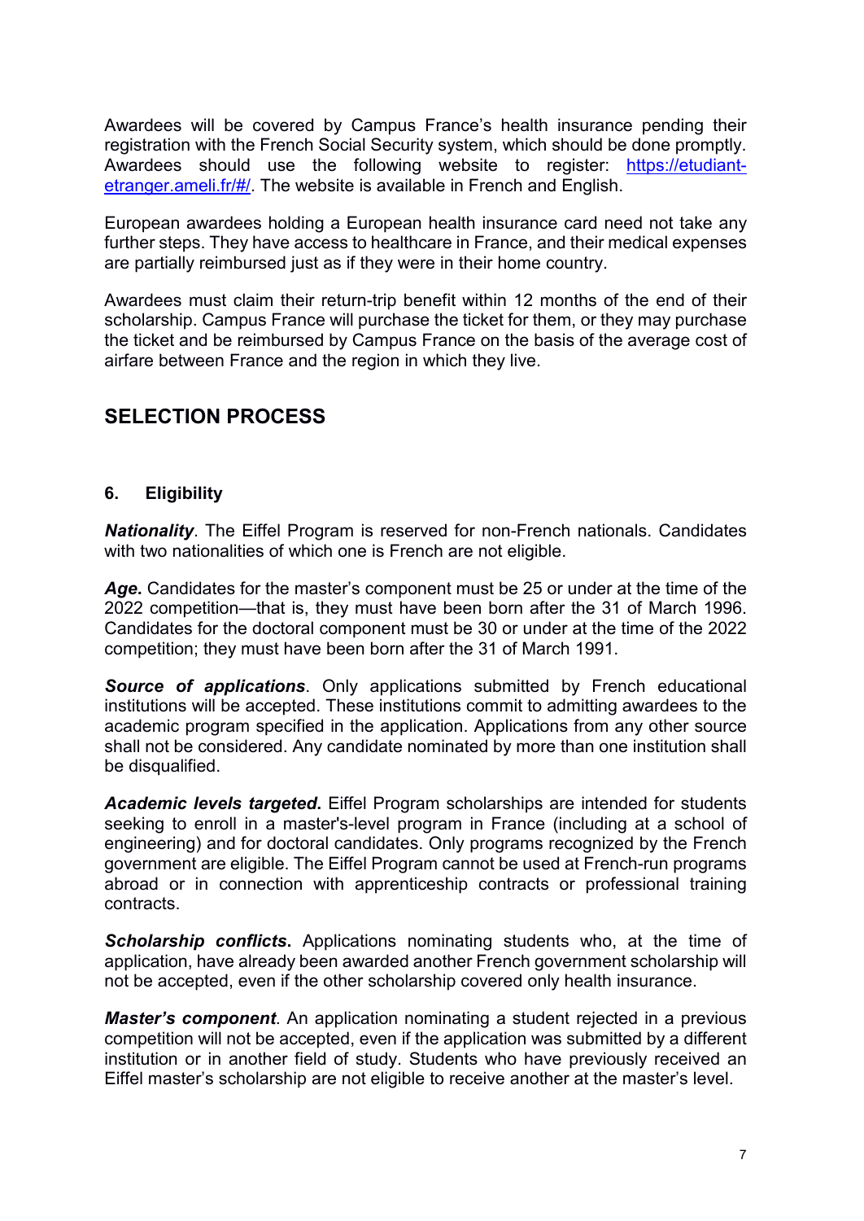Awardees will be covered by Campus France's health insurance pending their registration with the French Social Security system, which should be done promptly. Awardees should use the following website to register: [https://etudiant-etranger.ameli.fr/#/](https://etudiant-etranger.ameli.fr/#/). The website is available in French and English.

European awardees holding a European health insurance card need not take any further steps. They have access to healthcare in France, and their medical expenses are partially reimbursed just as if they were in their home country.

Awardees must claim their return-trip benefit within 12 months of the end of their scholarship. Campus France will purchase the ticket for them, or they may purchase the ticket and be reimbursed by Campus France on the basis of the average cost of airfare between France and the region in which they live.

## SELECTION PROCESS

### 6. Eligibility

***Nationality***. The Eiffel Program is reserved for non-French nationals. Candidates with two nationalities of which one is French are not eligible.

***Age***. Candidates for the master's component must be 25 or under at the time of the 2022 competition—that is, they must have been born after the 31 of March 1996. Candidates for the doctoral component must be 30 or under at the time of the 2022 competition; they must have been born after the 31 of March 1991.

***Source of applications***. Only applications submitted by French educational institutions will be accepted. These institutions commit to admitting awardees to the academic program specified in the application. Applications from any other source shall not be considered. Any candidate nominated by more than one institution shall be disqualified.

***Academic levels targeted***. Eiffel Program scholarships are intended for students seeking to enroll in a master's-level program in France (including at a school of engineering) and for doctoral candidates. Only programs recognized by the French government are eligible. The Eiffel Program cannot be used at French-run programs abroad or in connection with apprenticeship contracts or professional training contracts.

***Scholarship conflicts***. Applications nominating students who, at the time of application, have already been awarded another French government scholarship will not be accepted, even if the other scholarship covered only health insurance.

***Master's component***. An application nominating a student rejected in a previous competition will not be accepted, even if the application was submitted by a different institution or in another field of study. Students who have previously received an Eiffel master's scholarship are not eligible to receive another at the master's level.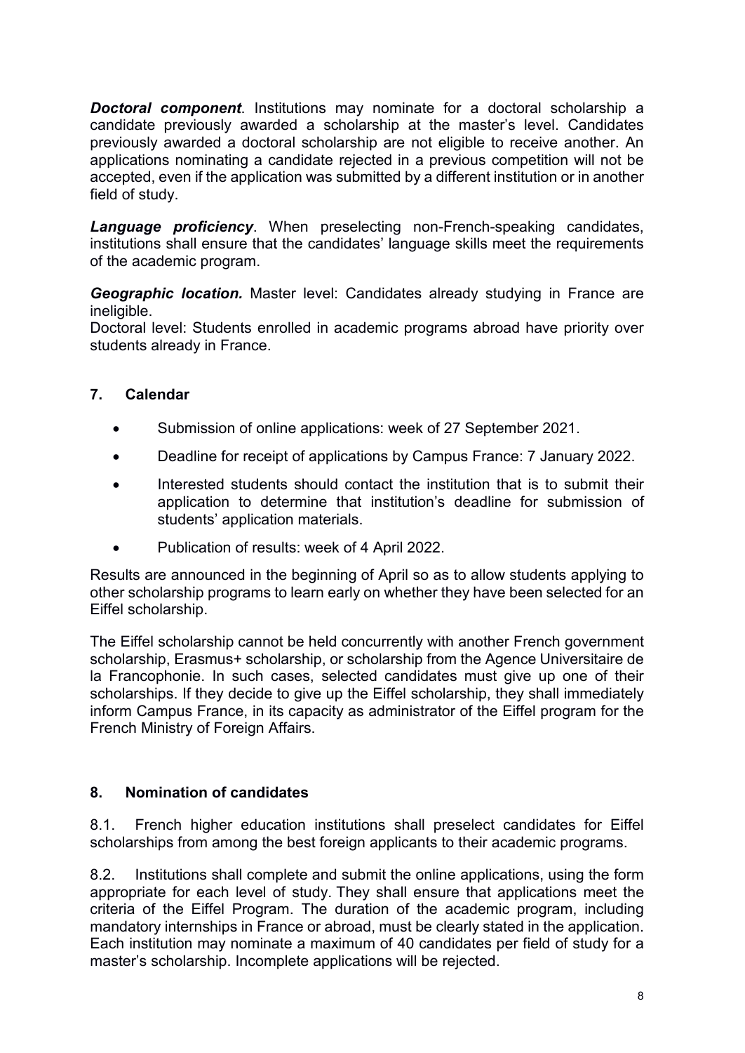***Doctoral component***. Institutions may nominate for a doctoral scholarship a candidate previously awarded a scholarship at the master's level. Candidates previously awarded a doctoral scholarship are not eligible to receive another. An applications nominating a candidate rejected in a previous competition will not be accepted, even if the application was submitted by a different institution or in another field of study.

***Language proficiency***. When preselecting non-French-speaking candidates, institutions shall ensure that the candidates' language skills meet the requirements of the academic program.

***Geographic location.*** Master level: Candidates already studying in France are ineligible.
Doctoral level: Students enrolled in academic programs abroad have priority over students already in France.

## 7. Calendar

- Submission of online applications: week of 27 September 2021.
- Deadline for receipt of applications by Campus France: 7 January 2022.
- Interested students should contact the institution that is to submit their application to determine that institution's deadline for submission of students' application materials.
- Publication of results: week of 4 April 2022.

Results are announced in the beginning of April so as to allow students applying to other scholarship programs to learn early on whether they have been selected for an Eiffel scholarship.

The Eiffel scholarship cannot be held concurrently with another French government scholarship, Erasmus+ scholarship, or scholarship from the Agence Universitaire de la Francophonie. In such cases, selected candidates must give up one of their scholarships. If they decide to give up the Eiffel scholarship, they shall immediately inform Campus France, in its capacity as administrator of the Eiffel program for the French Ministry of Foreign Affairs.

## 8. Nomination of candidates

8.1. French higher education institutions shall preselect candidates for Eiffel scholarships from among the best foreign applicants to their academic programs.

8.2. Institutions shall complete and submit the online applications, using the form appropriate for each level of study. They shall ensure that applications meet the criteria of the Eiffel Program. The duration of the academic program, including mandatory internships in France or abroad, must be clearly stated in the application. Each institution may nominate a maximum of 40 candidates per field of study for a master's scholarship. Incomplete applications will be rejected.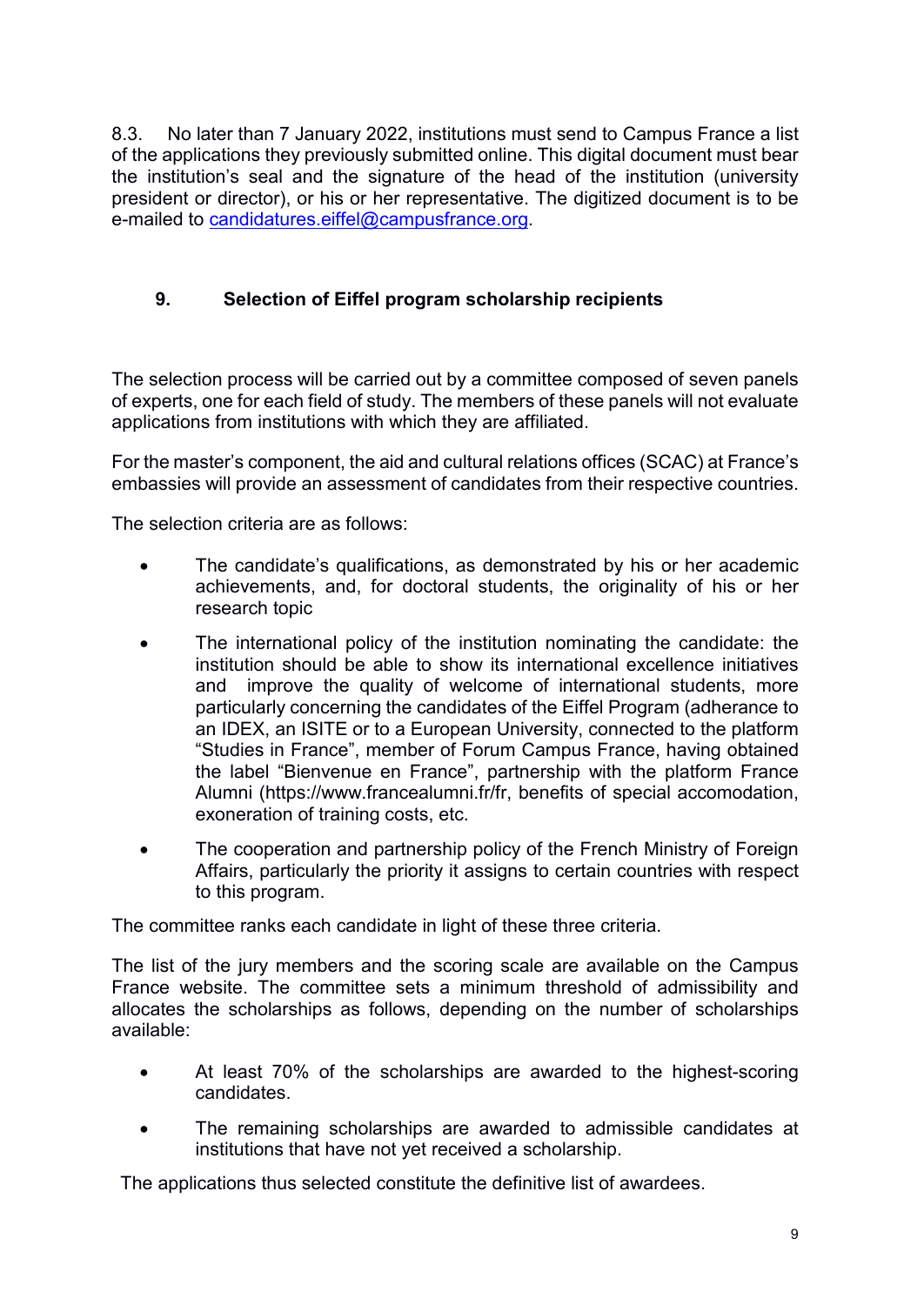8.3. No later than 7 January 2022, institutions must send to Campus France a list of the applications they previously submitted online. This digital document must bear the institution's seal and the signature of the head of the institution (university president or director), or his or her representative. The digitized document is to be e-mailed to candidatures.eiffel@campusfrance.org.

## 9. Selection of Eiffel program scholarship recipients

The selection process will be carried out by a committee composed of seven panels of experts, one for each field of study. The members of these panels will not evaluate applications from institutions with which they are affiliated.

For the master's component, the aid and cultural relations offices (SCAC) at France's embassies will provide an assessment of candidates from their respective countries.

The selection criteria are as follows:

- The candidate's qualifications, as demonstrated by his or her academic achievements, and, for doctoral students, the originality of his or her research topic
- The international policy of the institution nominating the candidate: the institution should be able to show its international excellence initiatives and improve the quality of welcome of international students, more particularly concerning the candidates of the Eiffel Program (adherance to an IDEX, an ISITE or to a European University, connected to the platform "Studies in France", member of Forum Campus France, having obtained the label "Bienvenue en France", partnership with the platform France Alumni (https://www.francealumni.fr/fr, benefits of special accomodation, exoneration of training costs, etc.
- The cooperation and partnership policy of the French Ministry of Foreign Affairs, particularly the priority it assigns to certain countries with respect to this program.

The committee ranks each candidate in light of these three criteria.

The list of the jury members and the scoring scale are available on the Campus France website. The committee sets a minimum threshold of admissibility and allocates the scholarships as follows, depending on the number of scholarships available:

- At least 70% of the scholarships are awarded to the highest-scoring candidates.
- The remaining scholarships are awarded to admissible candidates at institutions that have not yet received a scholarship.

The applications thus selected constitute the definitive list of awardees.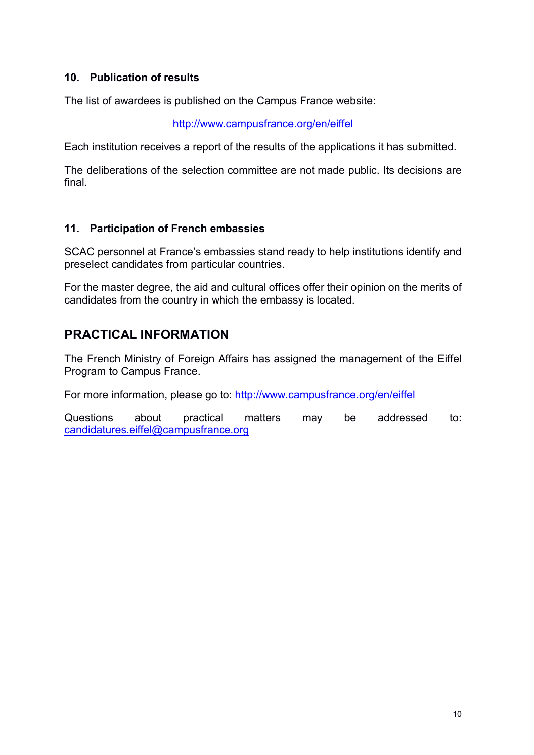### 10. Publication of results

The list of awardees is published on the Campus France website:

http://www.campusfrance.org/en/eiffel

Each institution receives a report of the results of the applications it has submitted.

The deliberations of the selection committee are not made public. Its decisions are final.

### 11. Participation of French embassies

SCAC personnel at France's embassies stand ready to help institutions identify and preselect candidates from particular countries.

For the master degree, the aid and cultural offices offer their opinion on the merits of candidates from the country in which the embassy is located.

## PRACTICAL INFORMATION

The French Ministry of Foreign Affairs has assigned the management of the Eiffel Program to Campus France.

For more information, please go to: http://www.campusfrance.org/en/eiffel

Questions about practical matters may be addressed to: candidatures.eiffel@campusfrance.org